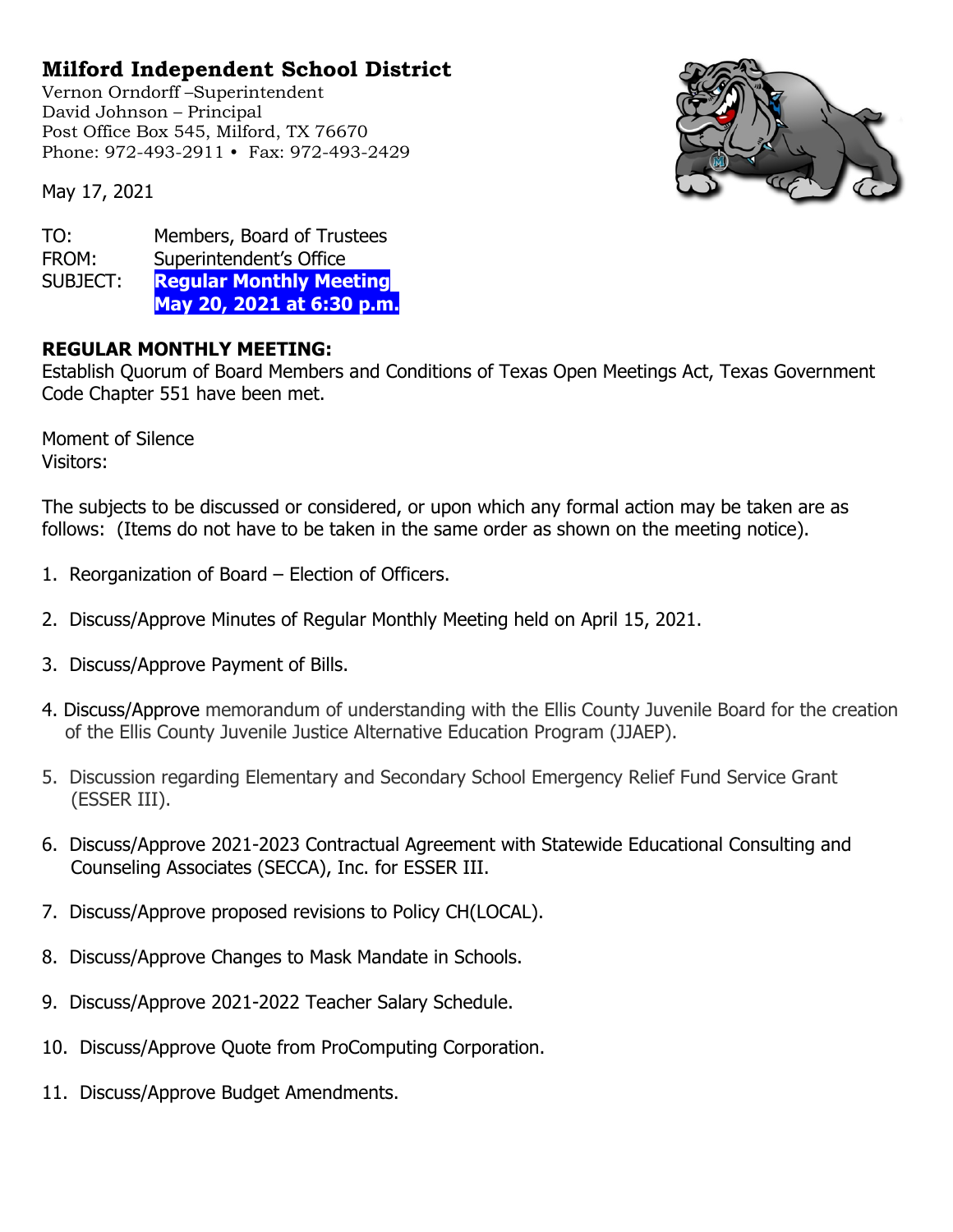# Milford Independent School District

Vernon Orndorff –Superintendent
David Johnson – Principal
Post Office Box 545, Milford, TX 76670
Phone: 972-493-2911 • Fax: 972-493-2429

May 17, 2021

TO: Members, Board of Trustees
FROM: Superintendent's Office
SUBJECT: **Regular Monthly Meeting May 20, 2021 at 6:30 p.m.**

**REGULAR MONTHLY MEETING:**
Establish Quorum of Board Members and Conditions of Texas Open Meetings Act, Texas Government Code Chapter 551 have been met.

Moment of Silence
Visitors:

The subjects to be discussed or considered, or upon which any formal action may be taken are as follows: (Items do not have to be taken in the same order as shown on the meeting notice).

1. Reorganization of Board – Election of Officers.
2. Discuss/Approve Minutes of Regular Monthly Meeting held on April 15, 2021.
3. Discuss/Approve Payment of Bills.
4. Discuss/Approve memorandum of understanding with the Ellis County Juvenile Board for the creation of the Ellis County Juvenile Justice Alternative Education Program (JJAEP).
5. Discussion regarding Elementary and Secondary School Emergency Relief Fund Service Grant (ESSER III).
6. Discuss/Approve 2021-2023 Contractual Agreement with Statewide Educational Consulting and Counseling Associates (SECCA), Inc. for ESSER III.
7. Discuss/Approve proposed revisions to Policy CH(LOCAL).
8. Discuss/Approve Changes to Mask Mandate in Schools.
9. Discuss/Approve 2021-2022 Teacher Salary Schedule.
10. Discuss/Approve Quote from ProComputing Corporation.
11. Discuss/Approve Budget Amendments.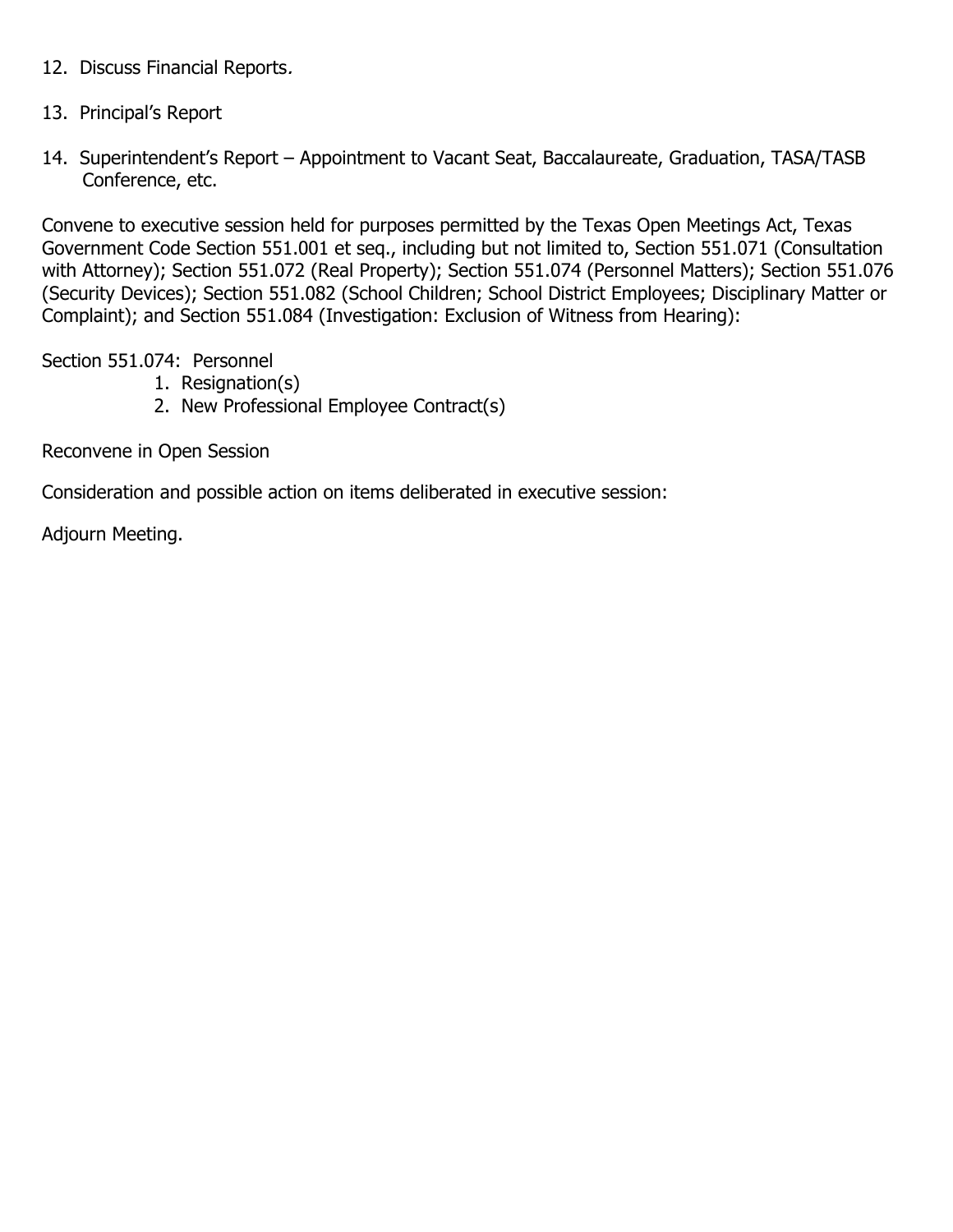12. Discuss Financial Reports.

13. Principal's Report

14. Superintendent's Report – Appointment to Vacant Seat, Baccalaureate, Graduation, TASA/TASB Conference, etc.

Convene to executive session held for purposes permitted by the Texas Open Meetings Act, Texas Government Code Section 551.001 et seq., including but not limited to, Section 551.071 (Consultation with Attorney); Section 551.072 (Real Property); Section 551.074 (Personnel Matters); Section 551.076 (Security Devices); Section 551.082 (School Children; School District Employees; Disciplinary Matter or Complaint); and Section 551.084 (Investigation: Exclusion of Witness from Hearing):

Section 551.074: Personnel

1. Resignation(s)
2. New Professional Employee Contract(s)

Reconvene in Open Session

Consideration and possible action on items deliberated in executive session:

Adjourn Meeting.